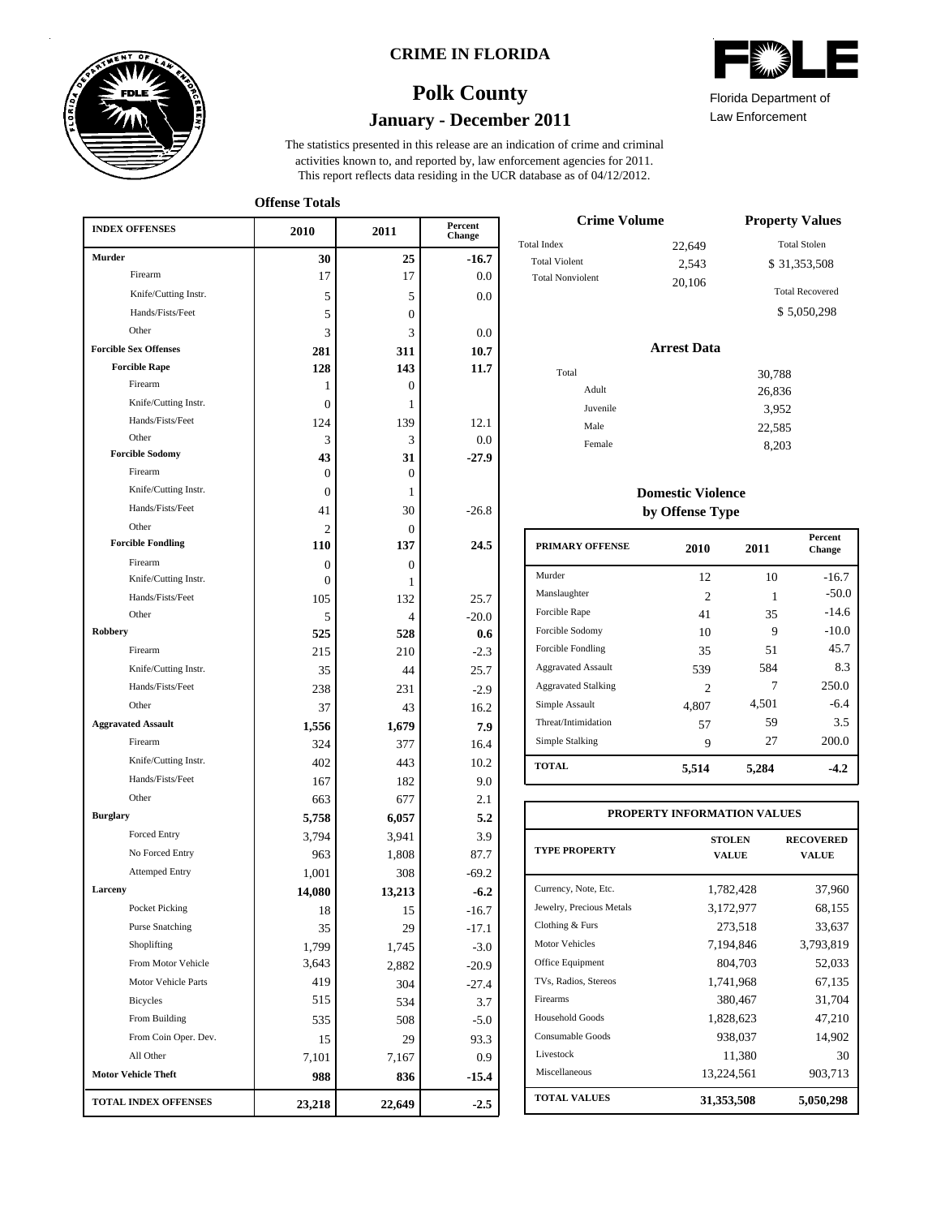# CRIME IN FLORIDA

## Polk County

### January - December 2011

Florida Department of Law Enforcement

The statistics presented in this release are an indication of crime and criminal activities known to, and reported by, law enforcement agencies for 2011. This report reflects data residing in the UCR database as of 04/12/2012.

**Offense Totals**

| INDEX OFFENSES | 2010 | 2011 | Percent Change |
|---|---|---|---|
| **Murder** | **30** | **25** | **-16.7** |
| Firearm | 17 | 17 | 0.0 |
| Knife/Cutting Instr. | 5 | 5 | 0.0 |
| Hands/Fists/Feet | 5 | 0 | |
| Other | 3 | 3 | 0.0 |
| **Forcible Sex Offenses** | **281** | **311** | **10.7** |
| **Forcible Rape** | **128** | **143** | **11.7** |
| Firearm | 1 | 0 | |
| Knife/Cutting Instr. | 0 | 1 | |
| Hands/Fists/Feet | 124 | 139 | 12.1 |
| Other | 3 | 3 | 0.0 |
| **Forcible Sodomy** | **43** | **31** | **-27.9** |
| Firearm | 0 | 0 | |
| Knife/Cutting Instr. | 0 | 1 | |
| Hands/Fists/Feet | 41 | 30 | -26.8 |
| Other | 2 | 0 | |
| **Forcible Fondling** | **110** | **137** | **24.5** |
| Firearm | 0 | 0 | |
| Knife/Cutting Instr. | 0 | 1 | |
| Hands/Fists/Feet | 105 | 132 | 25.7 |
| Other | 5 | 4 | -20.0 |
| **Robbery** | **525** | **528** | **0.6** |
| Firearm | 215 | 210 | -2.3 |
| Knife/Cutting Instr. | 35 | 44 | 25.7 |
| Hands/Fists/Feet | 238 | 231 | -2.9 |
| Other | 37 | 43 | 16.2 |
| **Aggravated Assault** | **1,556** | **1,679** | **7.9** |
| Firearm | 324 | 377 | 16.4 |
| Knife/Cutting Instr. | 402 | 443 | 10.2 |
| Hands/Fists/Feet | 167 | 182 | 9.0 |
| Other | 663 | 677 | 2.1 |
| **Burglary** | **5,758** | **6,057** | **5.2** |
| Forced Entry | 3,794 | 3,941 | 3.9 |
| No Forced Entry | 963 | 1,808 | 87.7 |
| Attemped Entry | 1,001 | 308 | -69.2 |
| **Larceny** | **14,080** | **13,213** | **-6.2** |
| Pocket Picking | 18 | 15 | -16.7 |
| Purse Snatching | 35 | 29 | -17.1 |
| Shoplifting | 1,799 | 1,745 | -3.0 |
| From Motor Vehicle | 3,643 | 2,882 | -20.9 |
| Motor Vehicle Parts | 419 | 304 | -27.4 |
| Bicycles | 515 | 534 | 3.7 |
| From Building | 535 | 508 | -5.0 |
| From Coin Oper. Dev. | 15 | 29 | 93.3 |
| All Other | 7,101 | 7,167 | 0.9 |
| **Motor Vehicle Theft** | **988** | **836** | **-15.4** |
| **TOTAL INDEX OFFENSES** | **23,218** | **22,649** | **-2.5** |

**Crime Volume**

| | |
|---|---|
| Total Index | 22,649 |
| Total Violent | 2,543 |
| Total Nonviolent | 20,106 |

**Property Values**

| | |
|---|---|
| Total Stolen | $ 31,353,508 |
| Total Recovered | $ 5,050,298 |

**Arrest Data**

| | |
|---|---|
| Total | 30,788 |
| Adult | 26,836 |
| Juvenile | 3,952 |
| Male | 22,585 |
| Female | 8,203 |

**Domestic Violence by Offense Type**

| PRIMARY OFFENSE | 2010 | 2011 | Percent Change |
|---|---|---|---|
| Murder | 12 | 10 | -16.7 |
| Manslaughter | 2 | 1 | -50.0 |
| Forcible Rape | 41 | 35 | -14.6 |
| Forcible Sodomy | 10 | 9 | -10.0 |
| Forcible Fondling | 35 | 51 | 45.7 |
| Aggravated Assault | 539 | 584 | 8.3 |
| Aggravated Stalking | 2 | 7 | 250.0 |
| Simple Assault | 4,807 | 4,501 | -6.4 |
| Threat/Intimidation | 57 | 59 | 3.5 |
| Simple Stalking | 9 | 27 | 200.0 |
| **TOTAL** | **5,514** | **5,284** | **-4.2** |

**PROPERTY INFORMATION VALUES**

| TYPE PROPERTY | STOLEN VALUE | RECOVERED VALUE |
|---|---|---|
| Currency, Note, Etc. | 1,782,428 | 37,960 |
| Jewelry, Precious Metals | 3,172,977 | 68,155 |
| Clothing & Furs | 273,518 | 33,637 |
| Motor Vehicles | 7,194,846 | 3,793,819 |
| Office Equipment | 804,703 | 52,033 |
| TVs, Radios, Stereos | 1,741,968 | 67,135 |
| Firearms | 380,467 | 31,704 |
| Household Goods | 1,828,623 | 47,210 |
| Consumable Goods | 938,037 | 14,902 |
| Livestock | 11,380 | 30 |
| Miscellaneous | 13,224,561 | 903,713 |
| **TOTAL VALUES** | **31,353,508** | **5,050,298** |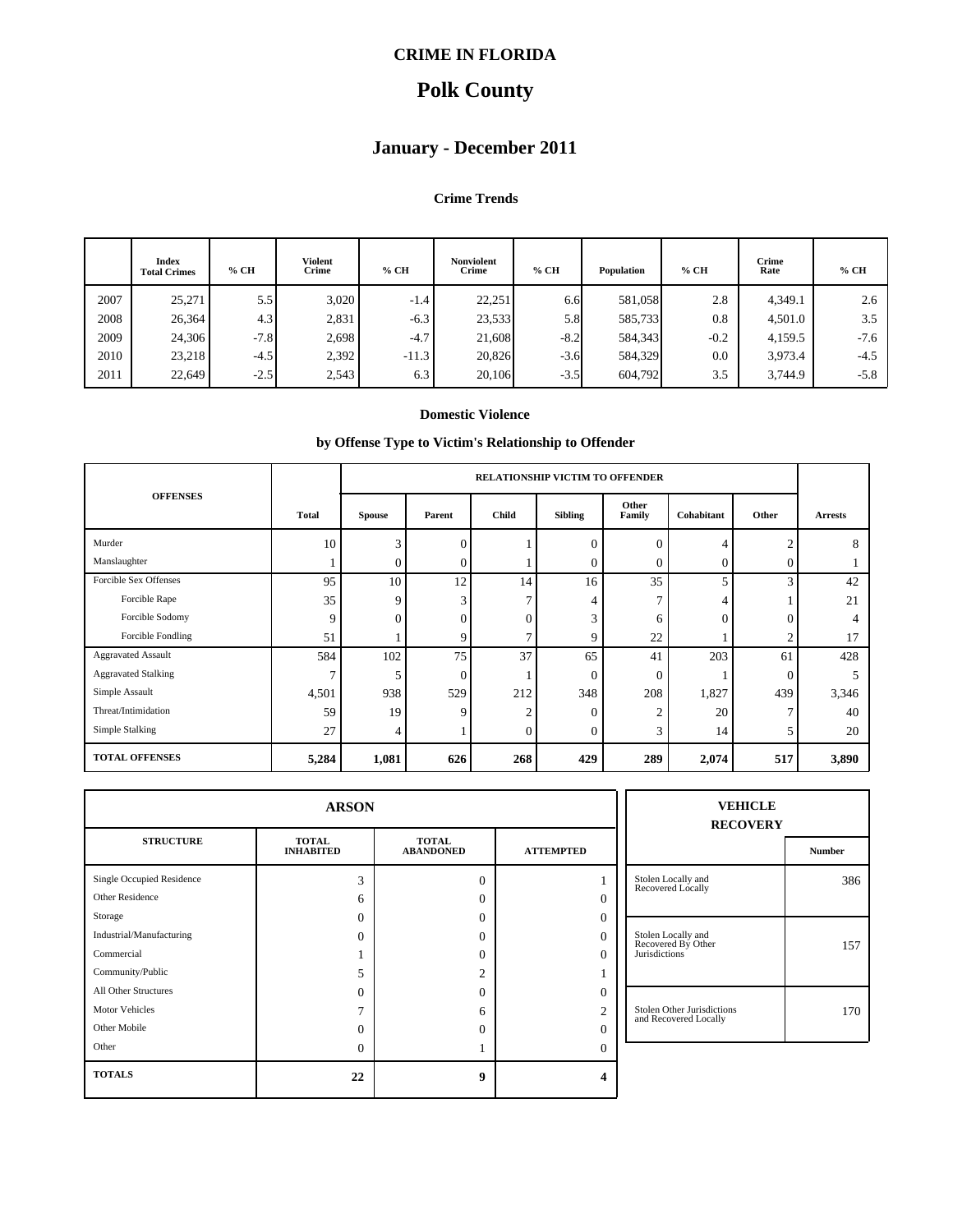**CRIME IN FLORIDA**

# Polk County

## January - December 2011

### Crime Trends

| | Index Total Crimes | % CH | Violent Crime | % CH | Nonviolent Crime | % CH | Population | % CH | Crime Rate | % CH |
|---|---|---|---|---|---|---|---|---|---|---|
| 2007 | 25,271 | 5.5 | 3,020 | -1.4 | 22,251 | 6.6 | 581,058 | 2.8 | 4,349.1 | 2.6 |
| 2008 | 26,364 | 4.3 | 2,831 | -6.3 | 23,533 | 5.8 | 585,733 | 0.8 | 4,501.0 | 3.5 |
| 2009 | 24,306 | -7.8 | 2,698 | -4.7 | 21,608 | -8.2 | 584,343 | -0.2 | 4,159.5 | -7.6 |
| 2010 | 23,218 | -4.5 | 2,392 | -11.3 | 20,826 | -3.6 | 584,329 | 0.0 | 3,973.4 | -4.5 |
| 2011 | 22,649 | -2.5 | 2,543 | 6.3 | 20,106 | -3.5 | 604,792 | 3.5 | 3,744.9 | -5.8 |

### Domestic Violence

### by Offense Type to Victim's Relationship to Offender

| OFFENSES | | RELATIONSHIP VICTIM TO OFFENDER | | | | | | | |
|---|---|---|---|---|---|---|---|---|---|
| | Total | Spouse | Parent | Child | Sibling | Other Family | Cohabitant | Other | Arrests |
| Murder | 10 | 3 | 0 | 1 | 0 | 0 | 4 | 2 | 8 |
| Manslaughter | 1 | 0 | 0 | 1 | 0 | 0 | 0 | 0 | 1 |
| Forcible Sex Offenses | 95 | 10 | 12 | 14 | 16 | 35 | 5 | 3 | 42 |
| Forcible Rape | 35 | 9 | 3 | 7 | 4 | 7 | 4 | 1 | 21 |
| Forcible Sodomy | 9 | 0 | 0 | 0 | 3 | 6 | 0 | 0 | 4 |
| Forcible Fondling | 51 | 1 | 9 | 7 | 9 | 22 | 1 | 2 | 17 |
| Aggravated Assault | 584 | 102 | 75 | 37 | 65 | 41 | 203 | 61 | 428 |
| Aggravated Stalking | 7 | 5 | 0 | 1 | 0 | 0 | 1 | 0 | 5 |
| Simple Assault | 4,501 | 938 | 529 | 212 | 348 | 208 | 1,827 | 439 | 3,346 |
| Threat/Intimidation | 59 | 19 | 9 | 2 | 0 | 2 | 20 | 7 | 40 |
| Simple Stalking | 27 | 4 | 1 | 0 | 0 | 3 | 14 | 5 | 20 |
| **TOTAL OFFENSES** | **5,284** | **1,081** | **626** | **268** | **429** | **289** | **2,074** | **517** | **3,890** |

### ARSON

| STRUCTURE | TOTAL INHABITED | TOTAL ABANDONED | ATTEMPTED |
|---|---|---|---|
| Single Occupied Residence | 3 | 0 | 1 |
| Other Residence | 6 | 0 | 0 |
| Storage | 0 | 0 | 0 |
| Industrial/Manufacturing | 0 | 0 | 0 |
| Commercial | 1 | 0 | 0 |
| Community/Public | 5 | 2 | 1 |
| All Other Structures | 0 | 0 | 0 |
| Motor Vehicles | 7 | 6 | 2 |
| Other Mobile | 0 | 0 | 0 |
| Other | 0 | 1 | 0 |
| **TOTALS** | **22** | **9** | **4** |

### VEHICLE RECOVERY

| | Number |
|---|---|
| Stolen Locally and Recovered Locally | 386 |
| Stolen Locally and Recovered By Other Jurisdictions | 157 |
| Stolen Other Jurisdictions and Recovered Locally | 170 |